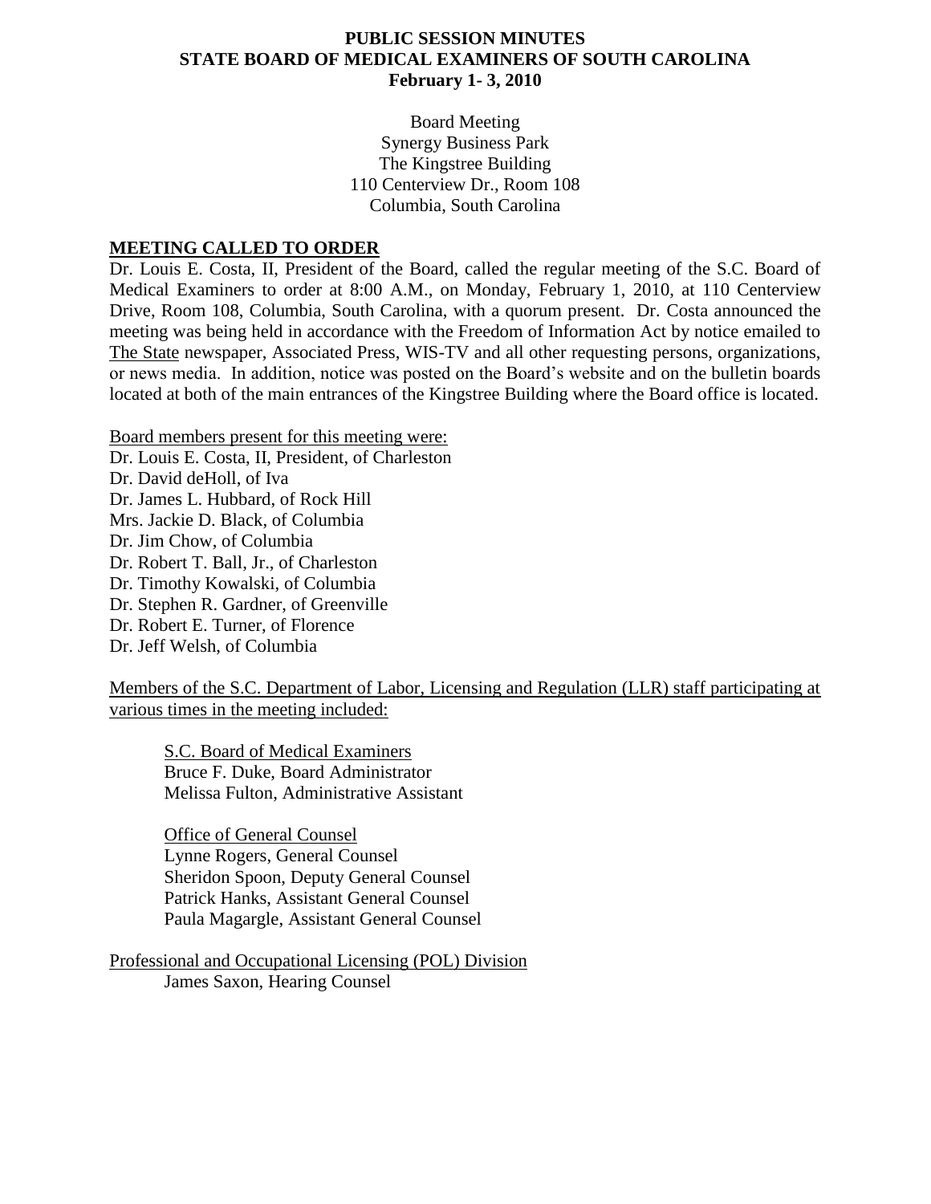# PUBLIC SESSION MINUTES
# STATE BOARD OF MEDICAL EXAMINERS OF SOUTH CAROLINA
**February 1- 3, 2010**

Board Meeting
Synergy Business Park
The Kingstree Building
110 Centerview Dr., Room 108
Columbia, South Carolina

## MEETING CALLED TO ORDER

Dr. Louis E. Costa, II, President of the Board, called the regular meeting of the S.C. Board of Medical Examiners to order at 8:00 A.M., on Monday, February 1, 2010, at 110 Centerview Drive, Room 108, Columbia, South Carolina, with a quorum present. Dr. Costa announced the meeting was being held in accordance with the Freedom of Information Act by notice emailed to The State newspaper, Associated Press, WIS-TV and all other requesting persons, organizations, or news media. In addition, notice was posted on the Board's website and on the bulletin boards located at both of the main entrances of the Kingstree Building where the Board office is located.

Board members present for this meeting were:

Dr. Louis E. Costa, II, President, of Charleston
Dr. David deHoll, of Iva
Dr. James L. Hubbard, of Rock Hill
Mrs. Jackie D. Black, of Columbia
Dr. Jim Chow, of Columbia
Dr. Robert T. Ball, Jr., of Charleston
Dr. Timothy Kowalski, of Columbia
Dr. Stephen R. Gardner, of Greenville
Dr. Robert E. Turner, of Florence
Dr. Jeff Welsh, of Columbia

Members of the S.C. Department of Labor, Licensing and Regulation (LLR) staff participating at various times in the meeting included:

S.C. Board of Medical Examiners
Bruce F. Duke, Board Administrator
Melissa Fulton, Administrative Assistant

Office of General Counsel
Lynne Rogers, General Counsel
Sheridon Spoon, Deputy General Counsel
Patrick Hanks, Assistant General Counsel
Paula Magargle, Assistant General Counsel

Professional and Occupational Licensing (POL) Division
James Saxon, Hearing Counsel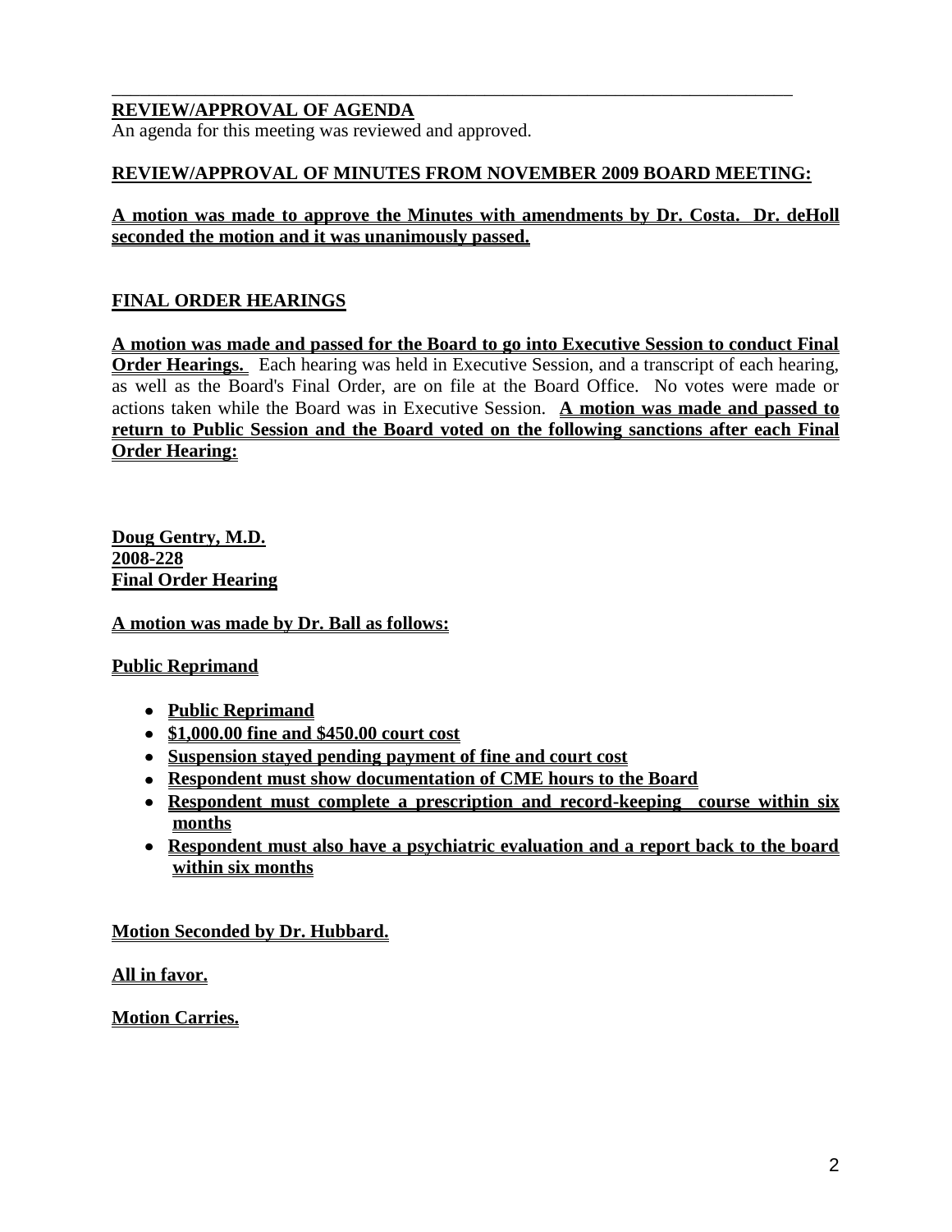## REVIEW/APPROVAL OF AGENDA

An agenda for this meeting was reviewed and approved.

## REVIEW/APPROVAL OF MINUTES FROM NOVEMBER 2009 BOARD MEETING:

**A motion was made to approve the Minutes with amendments by Dr. Costa. Dr. deHoll seconded the motion and it was unanimously passed.**

## FINAL ORDER HEARINGS

**A motion was made and passed for the Board to go into Executive Session to conduct Final Order Hearings.** Each hearing was held in Executive Session, and a transcript of each hearing, as well as the Board's Final Order, are on file at the Board Office. No votes were made or actions taken while the Board was in Executive Session. **A motion was made and passed to return to Public Session and the Board voted on the following sanctions after each Final Order Hearing:**

**Doug Gentry, M.D.**
**2008-228**
**Final Order Hearing**

**A motion was made by Dr. Ball as follows:**

**Public Reprimand**

- **Public Reprimand**
- **$1,000.00 fine and $450.00 court cost**
- **Suspension stayed pending payment of fine and court cost**
- **Respondent must show documentation of CME hours to the Board**
- **Respondent must complete a prescription and record-keeping course within six months**
- **Respondent must also have a psychiatric evaluation and a report back to the board within six months**

**Motion Seconded by Dr. Hubbard.**

**All in favor.**

**Motion Carries.**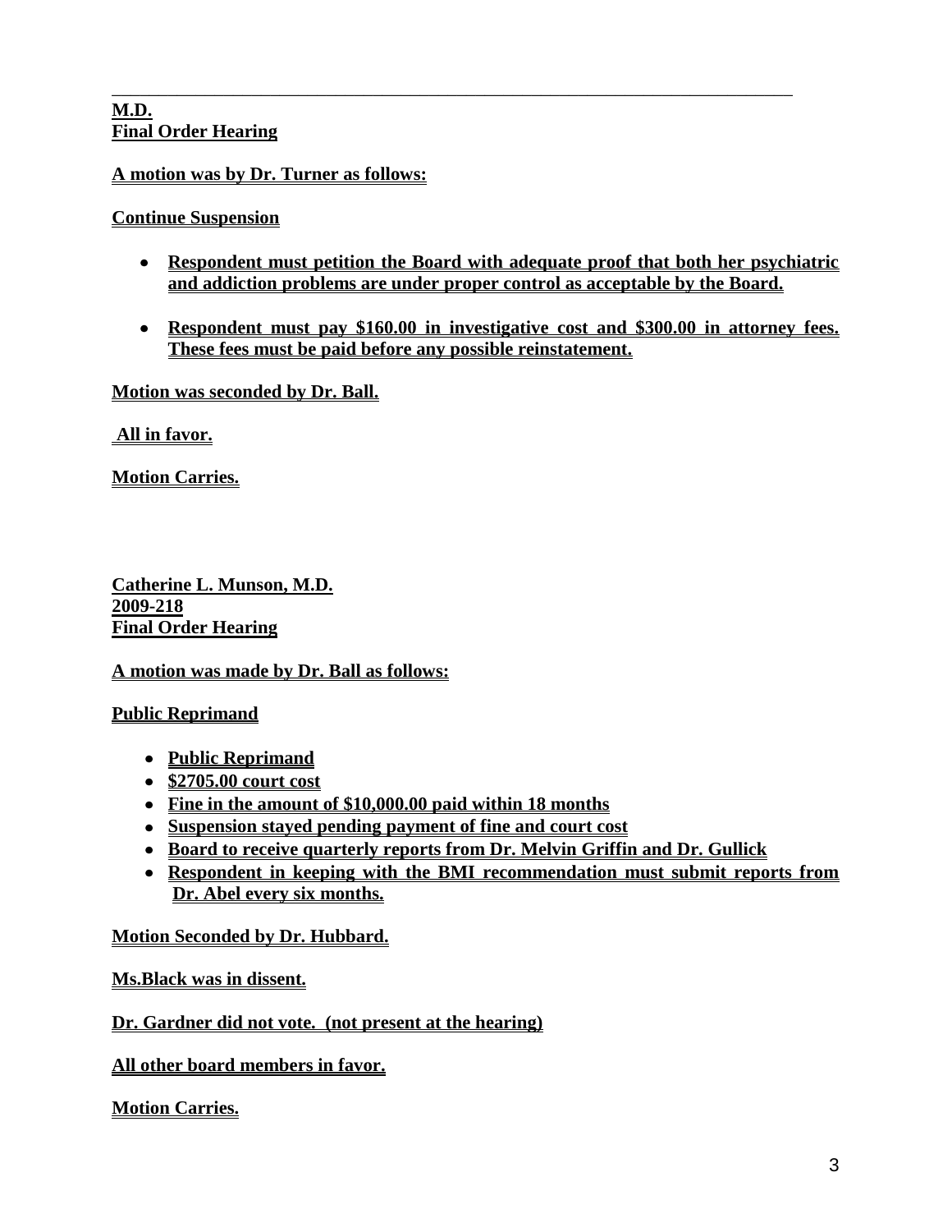---

**M.D.**
**Final Order Hearing**

**A motion was by Dr. Turner as follows:**

**Continue Suspension**

- **Respondent must petition the Board with adequate proof that both her psychiatric and addiction problems are under proper control as acceptable by the Board.**
- **Respondent must pay $160.00 in investigative cost and $300.00 in attorney fees. These fees must be paid before any possible reinstatement.**

**Motion was seconded by Dr. Ball.**

**All in favor.**

**Motion Carries.**

**Catherine L. Munson, M.D.**
**2009-218**
**Final Order Hearing**

**A motion was made by Dr. Ball as follows:**

**Public Reprimand**

- **Public Reprimand**
- **$2705.00 court cost**
- **Fine in the amount of $10,000.00 paid within 18 months**
- **Suspension stayed pending payment of fine and court cost**
- **Board to receive quarterly reports from Dr. Melvin Griffin and Dr. Gullick**
- **Respondent in keeping with the BMI recommendation must submit reports from Dr. Abel every six months.**

**Motion Seconded by Dr. Hubbard.**

**Ms.Black was in dissent.**

**Dr. Gardner did not vote. (not present at the hearing)**

**All other board members in favor.**

**Motion Carries.**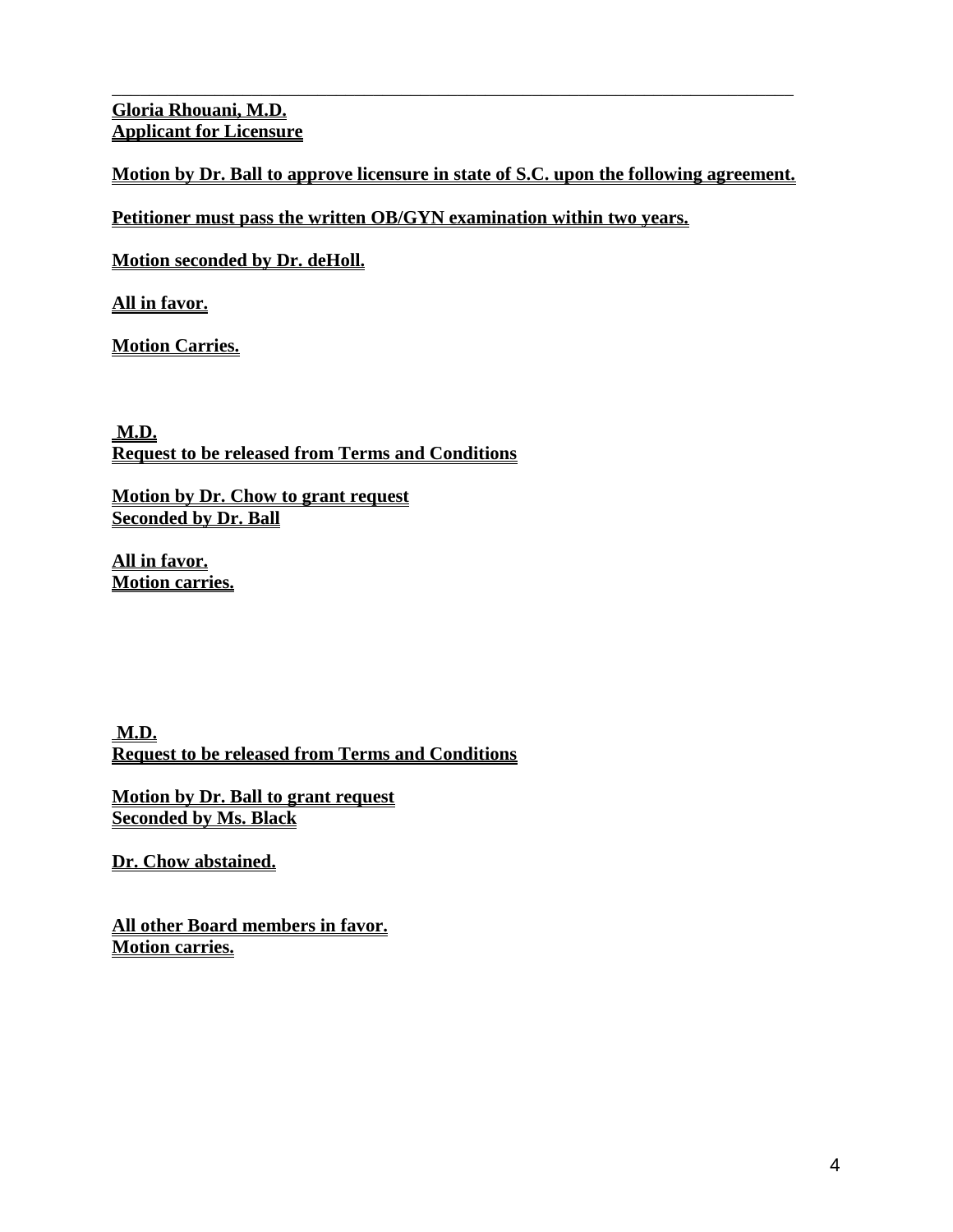---

**Gloria Rhouani, M.D.**
**Applicant for Licensure**

**Motion by Dr. Ball to approve licensure in state of S.C. upon the following agreement.**

**Petitioner must pass the written OB/GYN examination within two years.**

**Motion seconded by Dr. deHoll.**

**All in favor.**

**Motion Carries.**

**M.D.**
**Request to be released from Terms and Conditions**

**Motion by Dr. Chow to grant request**
**Seconded by Dr. Ball**

**All in favor.**
**Motion carries.**

**M.D.**
**Request to be released from Terms and Conditions**

**Motion by Dr. Ball to grant request**
**Seconded by Ms. Black**

**Dr. Chow abstained.**

**All other Board members in favor.**
**Motion carries.**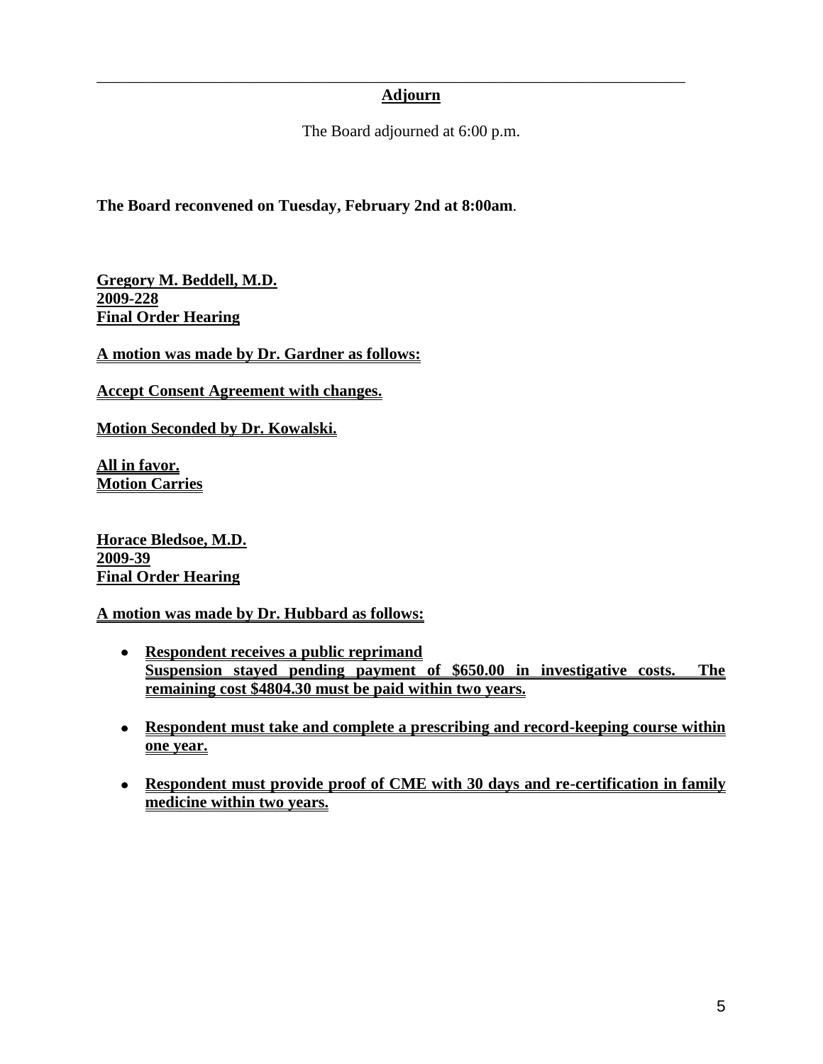---

**Adjourn**

The Board adjourned at 6:00 p.m.

**The Board reconvened on Tuesday, February 2nd at 8:00am**.

**Gregory M. Beddell, M.D.**
**2009-228**
**Final Order Hearing**

**A motion was made by Dr. Gardner as follows:**

**Accept Consent Agreement with changes.**

**Motion Seconded by Dr. Kowalski.**

**All in favor.**
**Motion Carries**

**Horace Bledsoe, M.D.**
**2009-39**
**Final Order Hearing**

**A motion was made by Dr. Hubbard as follows:**

- **Respondent receives a public reprimand**
  **Suspension stayed pending payment of $650.00 in investigative costs. The remaining cost $4804.30 must be paid within two years.**

- **Respondent must take and complete a prescribing and record-keeping course within one year.**

- **Respondent must provide proof of CME with 30 days and re-certification in family medicine within two years.**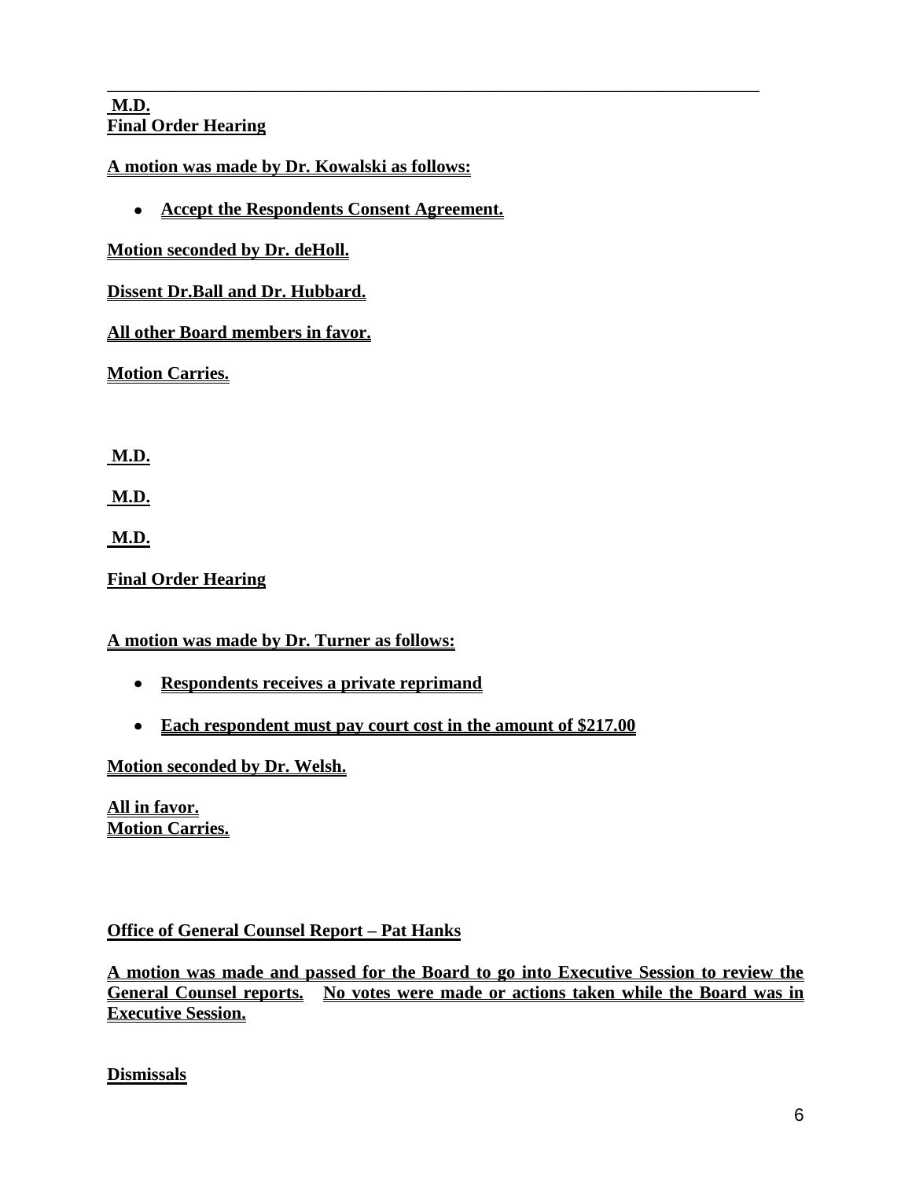---

**M.D.**
**Final Order Hearing**

**A motion was made by Dr. Kowalski as follows:**

- **Accept the Respondents Consent Agreement.**

**Motion seconded by Dr. deHoll.**

**Dissent Dr.Ball and Dr. Hubbard.**

**All other Board members in favor.**

**Motion Carries.**

**M.D.**

**M.D.**

**M.D.**

**Final Order Hearing**

**A motion was made by Dr. Turner as follows:**

- **Respondents receives a private reprimand**
- **Each respondent must pay court cost in the amount of $217.00**

**Motion seconded by Dr. Welsh.**

**All in favor.**
**Motion Carries.**

**Office of General Counsel Report – Pat Hanks**

**A motion was made and passed for the Board to go into Executive Session to review the General Counsel reports. No votes were made or actions taken while the Board was in Executive Session.**

**Dismissals**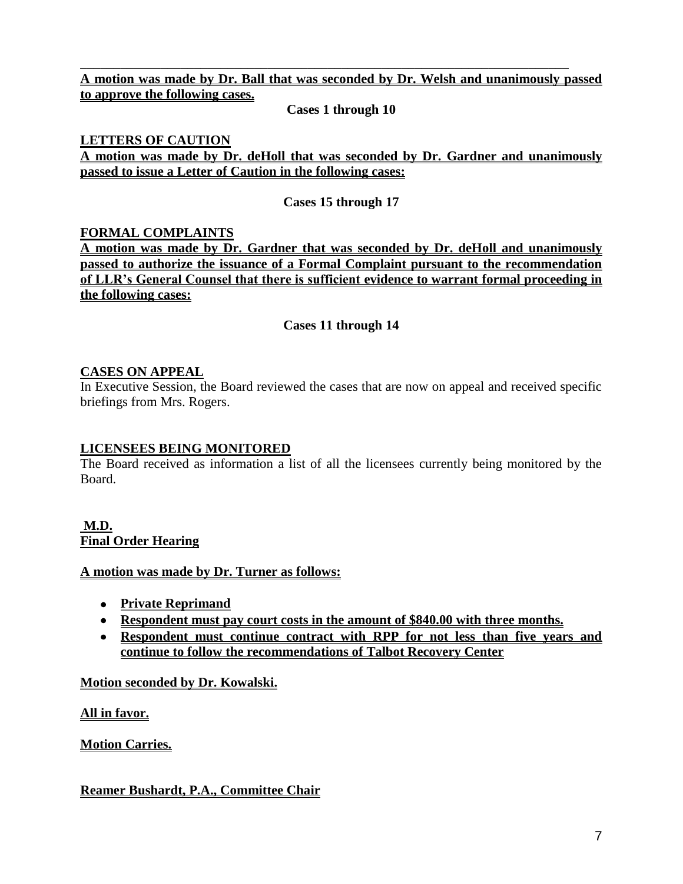---

**A motion was made by Dr. Ball that was seconded by Dr. Welsh and unanimously passed to approve the following cases.**

**Cases 1 through 10**

**LETTERS OF CAUTION**

**A motion was made by Dr. deHoll that was seconded by Dr. Gardner and unanimously passed to issue a Letter of Caution in the following cases:**

**Cases 15 through 17**

**FORMAL COMPLAINTS**

**A motion was made by Dr. Gardner that was seconded by Dr. deHoll and unanimously passed to authorize the issuance of a Formal Complaint pursuant to the recommendation of LLR's General Counsel that there is sufficient evidence to warrant formal proceeding in the following cases:**

**Cases 11 through 14**

**CASES ON APPEAL**

In Executive Session, the Board reviewed the cases that are now on appeal and received specific briefings from Mrs. Rogers.

**LICENSEES BEING MONITORED**

The Board received as information a list of all the licensees currently being monitored by the Board.

**M.D.**
**Final Order Hearing**

**A motion was made by Dr. Turner as follows:**

- **Private Reprimand**
- **Respondent must pay court costs in the amount of $840.00 with three months.**
- **Respondent must continue contract with RPP for not less than five years and continue to follow the recommendations of Talbot Recovery Center**

**Motion seconded by Dr. Kowalski.**

**All in favor.**

**Motion Carries.**

**Reamer Bushardt, P.A., Committee Chair**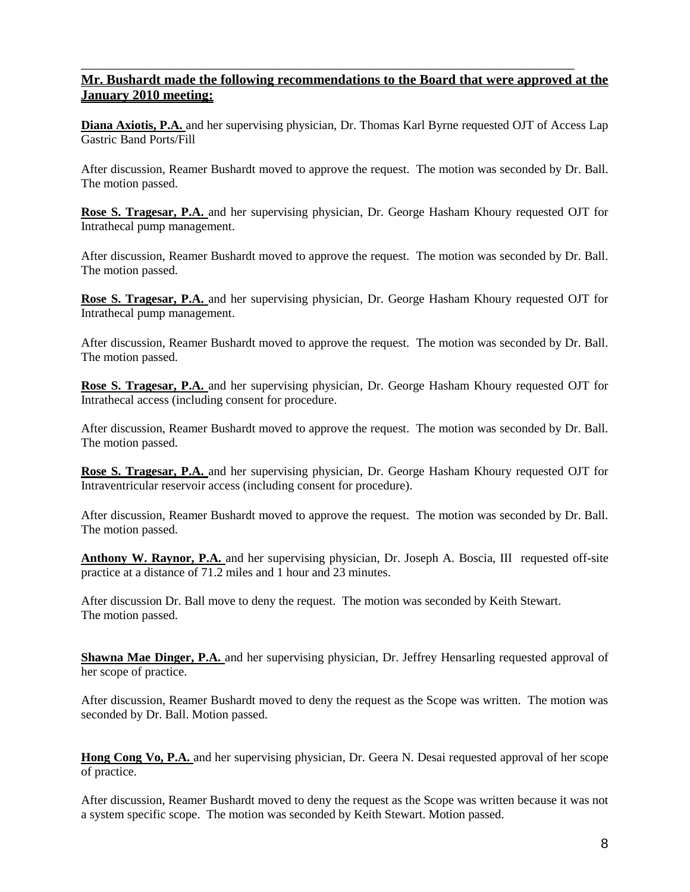**Mr. Bushardt made the following recommendations to the Board that were approved at the January 2010 meeting:**

**Diana Axiotis, P.A.** and her supervising physician, Dr. Thomas Karl Byrne requested OJT of Access Lap Gastric Band Ports/Fill

After discussion, Reamer Bushardt moved to approve the request. The motion was seconded by Dr. Ball. The motion passed.

**Rose S. Tragesar, P.A.** and her supervising physician, Dr. George Hasham Khoury requested OJT for Intrathecal pump management.

After discussion, Reamer Bushardt moved to approve the request. The motion was seconded by Dr. Ball. The motion passed.

**Rose S. Tragesar, P.A.** and her supervising physician, Dr. George Hasham Khoury requested OJT for Intrathecal pump management.

After discussion, Reamer Bushardt moved to approve the request. The motion was seconded by Dr. Ball. The motion passed.

**Rose S. Tragesar, P.A.** and her supervising physician, Dr. George Hasham Khoury requested OJT for Intrathecal access (including consent for procedure.

After discussion, Reamer Bushardt moved to approve the request. The motion was seconded by Dr. Ball. The motion passed.

**Rose S. Tragesar, P.A.** and her supervising physician, Dr. George Hasham Khoury requested OJT for Intraventricular reservoir access (including consent for procedure).

After discussion, Reamer Bushardt moved to approve the request. The motion was seconded by Dr. Ball. The motion passed.

**Anthony W. Raynor, P.A.** and her supervising physician, Dr. Joseph A. Boscia, III requested off-site practice at a distance of 71.2 miles and 1 hour and 23 minutes.

After discussion Dr. Ball move to deny the request. The motion was seconded by Keith Stewart. The motion passed.

**Shawna Mae Dinger, P.A.** and her supervising physician, Dr. Jeffrey Hensarling requested approval of her scope of practice.

After discussion, Reamer Bushardt moved to deny the request as the Scope was written. The motion was seconded by Dr. Ball. Motion passed.

**Hong Cong Vo, P.A.** and her supervising physician, Dr. Geera N. Desai requested approval of her scope of practice.

After discussion, Reamer Bushardt moved to deny the request as the Scope was written because it was not a system specific scope. The motion was seconded by Keith Stewart. Motion passed.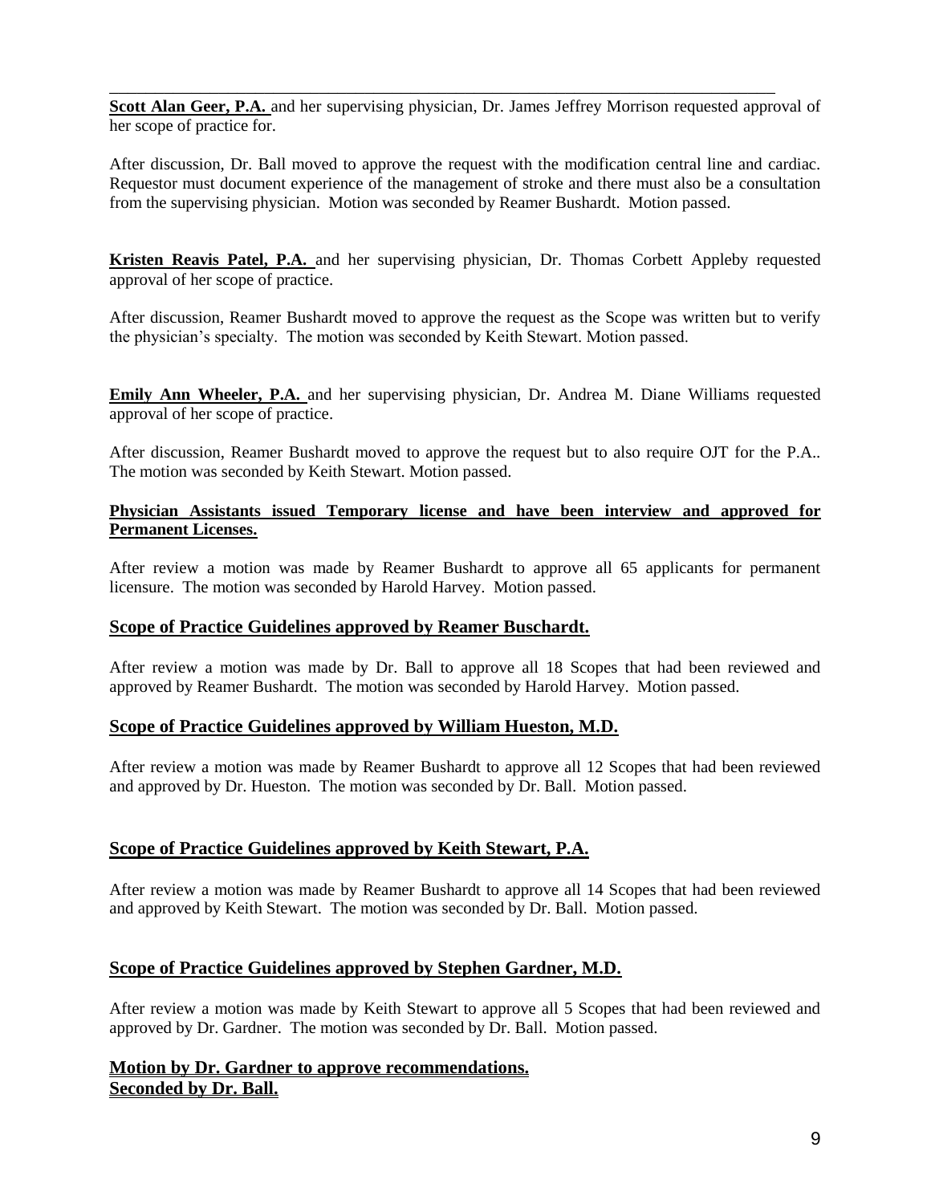**Scott Alan Geer, P.A.** and her supervising physician, Dr. James Jeffrey Morrison requested approval of her scope of practice for.

After discussion, Dr. Ball moved to approve the request with the modification central line and cardiac. Requestor must document experience of the management of stroke and there must also be a consultation from the supervising physician. Motion was seconded by Reamer Bushardt. Motion passed.

**Kristen Reavis Patel, P.A.** and her supervising physician, Dr. Thomas Corbett Appleby requested approval of her scope of practice.

After discussion, Reamer Bushardt moved to approve the request as the Scope was written but to verify the physician's specialty. The motion was seconded by Keith Stewart. Motion passed.

**Emily Ann Wheeler, P.A.** and her supervising physician, Dr. Andrea M. Diane Williams requested approval of her scope of practice.

After discussion, Reamer Bushardt moved to approve the request but to also require OJT for the P.A.. The motion was seconded by Keith Stewart. Motion passed.

**Physician Assistants issued Temporary license and have been interview and approved for Permanent Licenses.**

After review a motion was made by Reamer Bushardt to approve all 65 applicants for permanent licensure. The motion was seconded by Harold Harvey. Motion passed.

**Scope of Practice Guidelines approved by Reamer Buschardt.**

After review a motion was made by Dr. Ball to approve all 18 Scopes that had been reviewed and approved by Reamer Bushardt. The motion was seconded by Harold Harvey. Motion passed.

**Scope of Practice Guidelines approved by William Hueston, M.D.**

After review a motion was made by Reamer Bushardt to approve all 12 Scopes that had been reviewed and approved by Dr. Hueston. The motion was seconded by Dr. Ball. Motion passed.

**Scope of Practice Guidelines approved by Keith Stewart, P.A.**

After review a motion was made by Reamer Bushardt to approve all 14 Scopes that had been reviewed and approved by Keith Stewart. The motion was seconded by Dr. Ball. Motion passed.

**Scope of Practice Guidelines approved by Stephen Gardner, M.D.**

After review a motion was made by Keith Stewart to approve all 5 Scopes that had been reviewed and approved by Dr. Gardner. The motion was seconded by Dr. Ball. Motion passed.

**Motion by Dr. Gardner to approve recommendations.**
**Seconded by Dr. Ball.**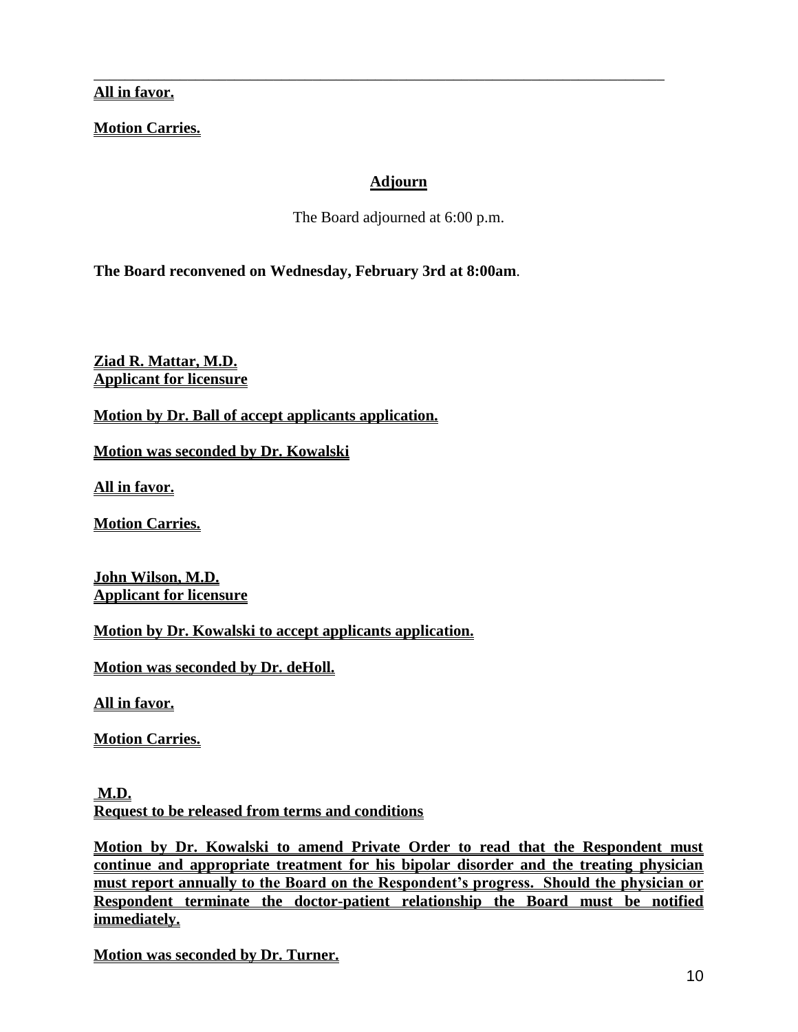---

**All in favor.**

**Motion Carries.**

**Adjourn**

The Board adjourned at 6:00 p.m.

**The Board reconvened on Wednesday, February 3rd at 8:00am**.

**Ziad R. Mattar, M.D.**
**Applicant for licensure**

**Motion by Dr. Ball of accept applicants application.**

**Motion was seconded by Dr. Kowalski**

**All in favor.**

**Motion Carries.**

**John Wilson, M.D.**
**Applicant for licensure**

**Motion by Dr. Kowalski to accept applicants application.**

**Motion was seconded by Dr. deHoll.**

**All in favor.**

**Motion Carries.**

**M.D.**
**Request to be released from terms and conditions**

**Motion by Dr. Kowalski to amend Private Order to read that the Respondent must continue and appropriate treatment for his bipolar disorder and the treating physician must report annually to the Board on the Respondent's progress. Should the physician or Respondent terminate the doctor-patient relationship the Board must be notified immediately.**

**Motion was seconded by Dr. Turner.**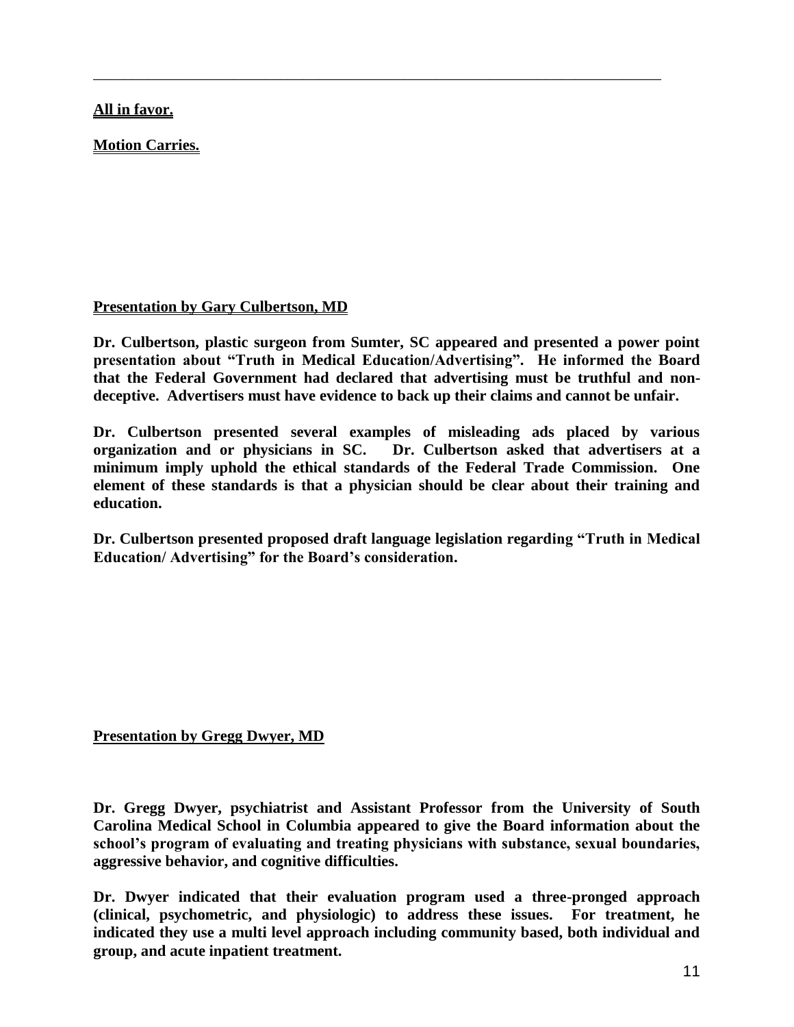---

**All in favor.**

**Motion Carries.**

**Presentation by Gary Culbertson, MD**

**Dr. Culbertson, plastic surgeon from Sumter, SC appeared and presented a power point presentation about "Truth in Medical Education/Advertising". He informed the Board that the Federal Government had declared that advertising must be truthful and non-deceptive. Advertisers must have evidence to back up their claims and cannot be unfair.**

**Dr. Culbertson presented several examples of misleading ads placed by various organization and or physicians in SC. Dr. Culbertson asked that advertisers at a minimum imply uphold the ethical standards of the Federal Trade Commission. One element of these standards is that a physician should be clear about their training and education.**

**Dr. Culbertson presented proposed draft language legislation regarding "Truth in Medical Education/ Advertising" for the Board's consideration.**

**Presentation by Gregg Dwyer, MD**

**Dr. Gregg Dwyer, psychiatrist and Assistant Professor from the University of South Carolina Medical School in Columbia appeared to give the Board information about the school's program of evaluating and treating physicians with substance, sexual boundaries, aggressive behavior, and cognitive difficulties.**

**Dr. Dwyer indicated that their evaluation program used a three-pronged approach (clinical, psychometric, and physiologic) to address these issues. For treatment, he indicated they use a multi level approach including community based, both individual and group, and acute inpatient treatment.**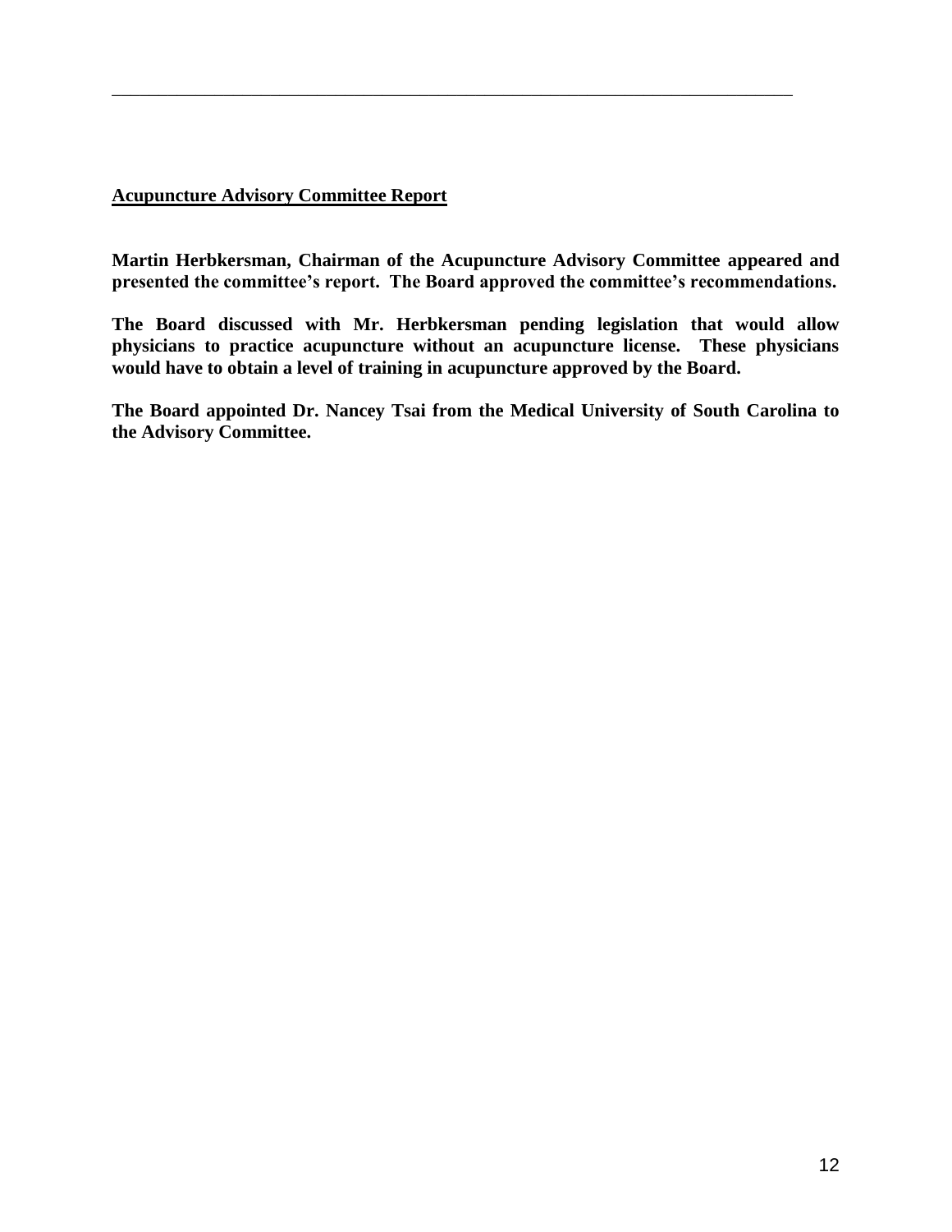## Acupuncture Advisory Committee Report

**Martin Herbkersman, Chairman of the Acupuncture Advisory Committee appeared and presented the committee's report. The Board approved the committee's recommendations.**

**The Board discussed with Mr. Herbkersman pending legislation that would allow physicians to practice acupuncture without an acupuncture license. These physicians would have to obtain a level of training in acupuncture approved by the Board.**

**The Board appointed Dr. Nancey Tsai from the Medical University of South Carolina to the Advisory Committee.**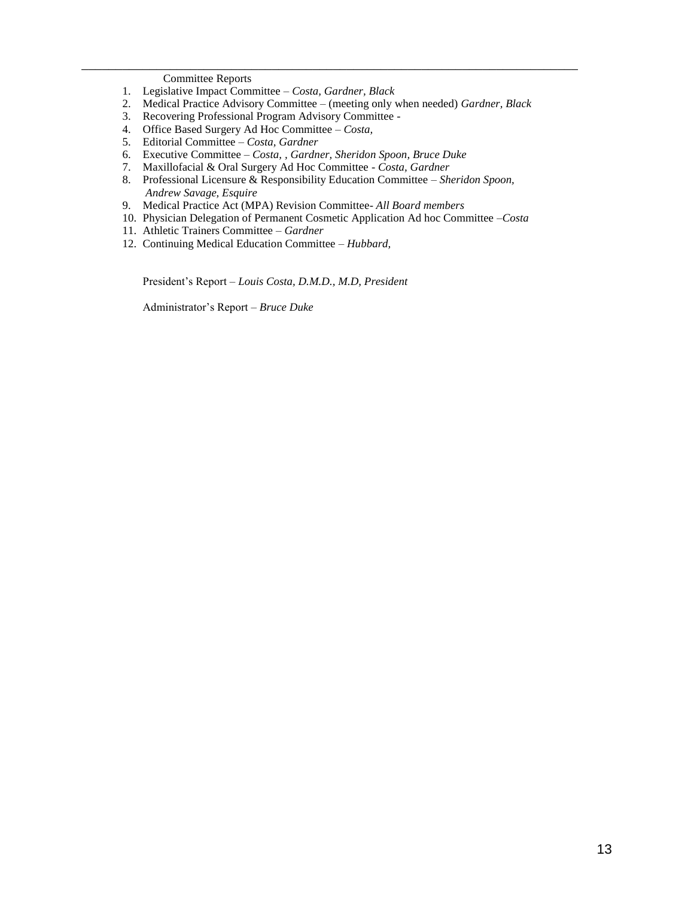---

Committee Reports

1. Legislative Impact Committee – *Costa, Gardner, Black*
2. Medical Practice Advisory Committee – (meeting only when needed) *Gardner, Black*
3. Recovering Professional Program Advisory Committee -
4. Office Based Surgery Ad Hoc Committee – *Costa,*
5. Editorial Committee – *Costa, Gardner*
6. Executive Committee – *Costa, , Gardner, Sheridon Spoon, Bruce Duke*
7. Maxillofacial & Oral Surgery Ad Hoc Committee - *Costa, Gardner*
8. Professional Licensure & Responsibility Education Committee – *Sheridon Spoon, Andrew Savage, Esquire*
9. Medical Practice Act (MPA) Revision Committee- *All Board members*
10. Physician Delegation of Permanent Cosmetic Application Ad hoc Committee –*Costa*
11. Athletic Trainers Committee – *Gardner*
12. Continuing Medical Education Committee – *Hubbard,*

President's Report – *Louis Costa, D.M.D., M.D, President*

Administrator's Report – *Bruce Duke*